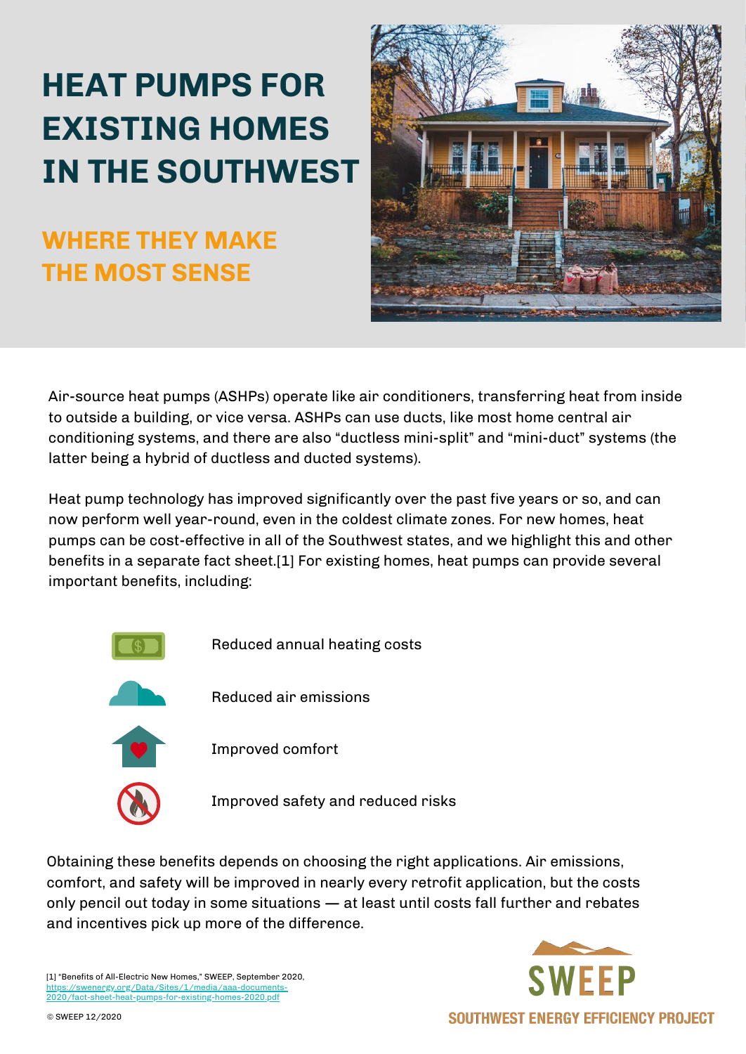# HEAT PUMPS FOR EXISTING HOMES IN THE SOUTHWEST

## WHERE THEY MAKE THE MOST SENSE

Air-source heat pumps (ASHPs) operate like air conditioners, transferring heat from inside to outside a building, or vice versa. ASHPs can use ducts, like most home central air conditioning systems, and there are also "ductless mini-split" and "mini-duct" systems (the latter being a hybrid of ductless and ducted systems).

Heat pump technology has improved significantly over the past five years or so, and can now perform well year-round, even in the coldest climate zones. For new homes, heat pumps can be cost-effective in all of the Southwest states, and we highlight this and other benefits in a separate fact sheet.[1] For existing homes, heat pumps can provide several important benefits, including:

- Reduced annual heating costs
- Reduced air emissions
- Improved comfort
- Improved safety and reduced risks

Obtaining these benefits depends on choosing the right applications. Air emissions, comfort, and safety will be improved in nearly every retrofit application, but the costs only pencil out today in some situations — at least until costs fall further and rebates and incentives pick up more of the difference.

[1] "Benefits of All-Electric New Homes," SWEEP, September 2020, https://swenergy.org/Data/Sites/1/media/aaa-documents-2020/fact-sheet-heat-pumps-for-existing-homes-2020.pdf

© SWEEP 12/2020

SWEEP
SOUTHWEST ENERGY EFFICIENCY PROJECT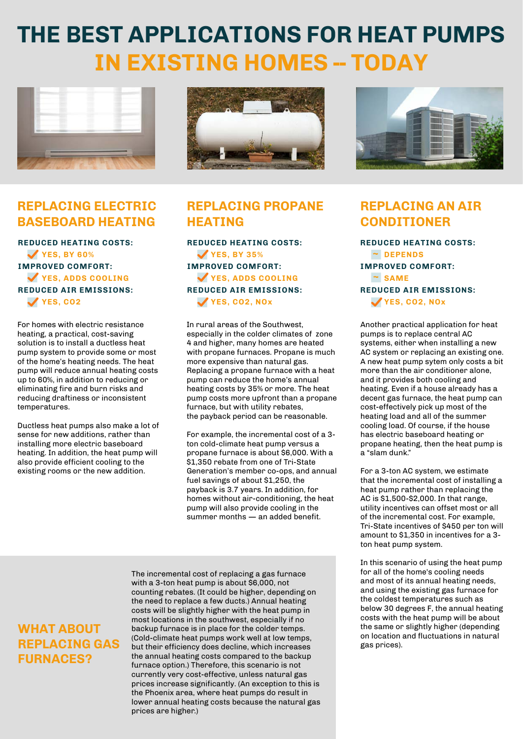# THE BEST APPLICATIONS FOR HEAT PUMPS IN EXISTING HOMES -- TODAY

## REPLACING ELECTRIC BASEBOARD HEATING

**REDUCED HEATING COSTS:**
✔ YES, BY 60%
**IMPROVED COMFORT:**
✔ YES, ADDS COOLING
**REDUCED AIR EMISSIONS:**
✔ YES, $CO_2$

For homes with electric resistance heating, a practical, cost-saving solution is to install a ductless heat pump system to provide some or most of the home's heating needs. The heat pump will reduce annual heating costs up to 60%, in addition to reducing or eliminating fire and burn risks and reducing draftiness or inconsistent temperatures.

Ductless heat pumps also make a lot of sense for new additions, rather than installing more electric baseboard heating. In addition, the heat pump will also provide efficient cooling to the existing rooms or the new addition.

## REPLACING PROPANE HEATING

**REDUCED HEATING COSTS:**
✔ YES, BY 35%
**IMPROVED COMFORT:**
✔ YES, ADDS COOLING
**REDUCED AIR EMISSIONS:**
✔ YES, $CO_2$, $NO_x$

In rural areas of the Southwest, especially in the colder climates of zone 4 and higher, many homes are heated with propane furnaces. Propane is much more expensive than natural gas. Replacing a propane furnace with a heat pump can reduce the home's annual heating costs by 35% or more. The heat pump costs more upfront than a propane furnace, but with utility rebates, the payback period can be reasonable.

For example, the incremental cost of a 3-ton cold-climate heat pump versus a propane furnace is about $6,000. With a $1,350 rebate from one of Tri-State Generation's member co-ops, and annual fuel savings of about $1,250, the payback is 3.7 years. In addition, for homes without air-conditioning, the heat pump will also provide cooling in the summer months — an added benefit.

## REPLACING AN AIR CONDITIONER

**REDUCED HEATING COSTS:**
~ DEPENDS
**IMPROVED COMFORT:**
~ SAME
**REDUCED AIR EMISSIONS:**
✔ YES, $CO_2$, $NO_x$

Another practical application for heat pumps is to replace central AC systems, either when installing a new AC system or replacing an existing one. A new heat pump sytem only costs a bit more than the air conditioner alone, and it provides both cooling and heating. Even if a house already has a decent gas furnace, the heat pump can cost-effectively pick up most of the heating load and all of the summer cooling load. Of course, if the house has electric baseboard heating or propane heating, then the heat pump is a "slam dunk."

For a 3-ton AC system, we estimate that the incremental cost of installing a heat pump rather than replacing the AC is $1,500-$2,000. In that range, utility incentives can offset most or all of the incremental cost. For example, Tri-State incentives of $450 per ton will amount to $1,350 in incentives for a 3-ton heat pump system.

In this scenario of using the heat pump for all of the home's cooling needs and most of its annual heating needs, and using the existing gas furnace for the coldest temperatures such as below 30 degrees F, the annual heating costs with the heat pump will be about the same or slightly higher (depending on location and fluctuations in natural gas prices).

## WHAT ABOUT REPLACING GAS FURNACES?

The incremental cost of replacing a gas furnace with a 3-ton heat pump is about $6,000, not counting rebates. (It could be higher, depending on the need to replace a few ducts.) Annual heating costs will be slightly higher with the heat pump in most locations in the southwest, especially if no backup furnace is in place for the colder temps. (Cold-climate heat pumps work well at low temps, but their efficiency does decline, which increases the annual heating costs compared to the backup furnace option.) Therefore, this scenario is not currently very cost-effective, unless natural gas prices increase significantly. (An exception to this is the Phoenix area, where heat pumps do result in lower annual heating costs because the natural gas prices are higher.)